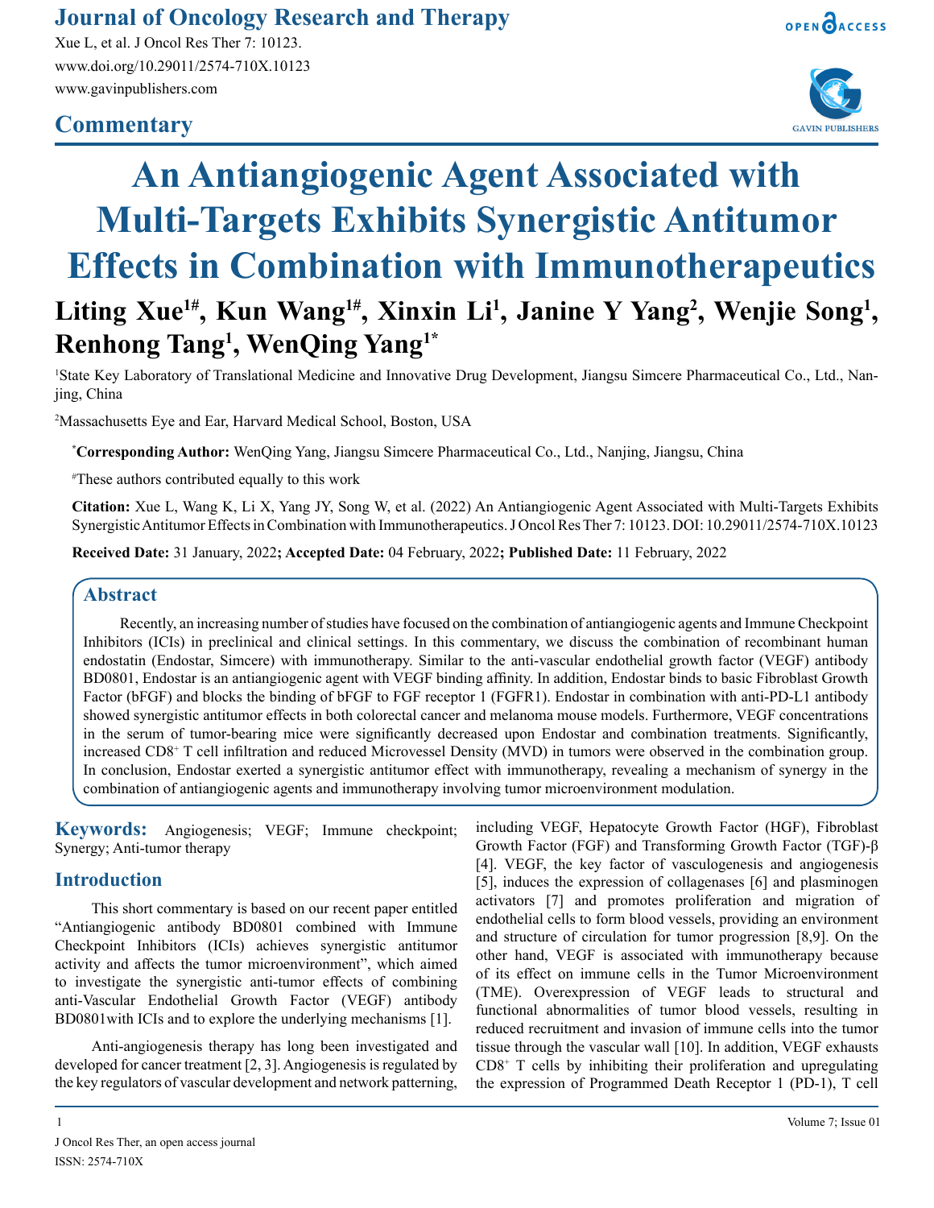# Commentary

# An Antiangiogenic Agent Associated with Multi-Targets Exhibits Synergistic Antitumor Effects in Combination with Immunotherapeutics

**Liting Xue[1#], Kun Wang[1#], Xinxin Li[1], Janine Y Yang[2], Wenjie Song[1], Renhong Tang[1], WenQing Yang[1*]**

[1]State Key Laboratory of Translational Medicine and Innovative Drug Development, Jiangsu Simcere Pharmaceutical Co., Ltd., Nanjing, China

[2]Massachusetts Eye and Ear, Harvard Medical School, Boston, USA

[*]**Corresponding Author:** WenQing Yang, Jiangsu Simcere Pharmaceutical Co., Ltd., Nanjing, Jiangsu, China

[#]These authors contributed equally to this work

**Citation:** Xue L, Wang K, Li X, Yang JY, Song W, et al. (2022) An Antiangiogenic Agent Associated with Multi-Targets Exhibits Synergistic Antitumor Effects in Combination with Immunotherapeutics. J Oncol Res Ther 7: 10123. DOI: 10.29011/2574-710X.10123

**Received Date:** 31 January, 2022**; Accepted Date:** 04 February, 2022**; Published Date:** 11 February, 2022

## Abstract

Recently, an increasing number of studies have focused on the combination of antiangiogenic agents and Immune Checkpoint Inhibitors (ICIs) in preclinical and clinical settings. In this commentary, we discuss the combination of recombinant human endostatin (Endostar, Simcere) with immunotherapy. Similar to the anti-vascular endothelial growth factor (VEGF) antibody BD0801, Endostar is an antiangiogenic agent with VEGF binding affinity. In addition, Endostar binds to basic Fibroblast Growth Factor (bFGF) and blocks the binding of bFGF to FGF receptor 1 (FGFR1). Endostar in combination with anti-PD-L1 antibody showed synergistic antitumor effects in both colorectal cancer and melanoma mouse models. Furthermore, VEGF concentrations in the serum of tumor-bearing mice were significantly decreased upon Endostar and combination treatments. Significantly, increased $CD8^+$ T cell infiltration and reduced Microvessel Density (MVD) in tumors were observed in the combination group. In conclusion, Endostar exerted a synergistic antitumor effect with immunotherapy, revealing a mechanism of synergy in the combination of antiangiogenic agents and immunotherapy involving tumor microenvironment modulation.

**Keywords:** Angiogenesis; VEGF; Immune checkpoint; Synergy; Anti-tumor therapy

## Introduction

This short commentary is based on our recent paper entitled "Antiangiogenic antibody BD0801 combined with Immune Checkpoint Inhibitors (ICIs) achieves synergistic antitumor activity and affects the tumor microenvironment", which aimed to investigate the synergistic anti-tumor effects of combining anti-Vascular Endothelial Growth Factor (VEGF) antibody BD0801with ICIs and to explore the underlying mechanisms [1].

Anti-angiogenesis therapy has long been investigated and developed for cancer treatment [2, 3]. Angiogenesis is regulated by the key regulators of vascular development and network patterning, including VEGF, Hepatocyte Growth Factor (HGF), Fibroblast Growth Factor (FGF) and Transforming Growth Factor (TGF)-β [4]. VEGF, the key factor of vasculogenesis and angiogenesis [5], induces the expression of collagenases [6] and plasminogen activators [7] and promotes proliferation and migration of endothelial cells to form blood vessels, providing an environment and structure of circulation for tumor progression [8,9]. On the other hand, VEGF is associated with immunotherapy because of its effect on immune cells in the Tumor Microenvironment (TME). Overexpression of VEGF leads to structural and functional abnormalities of tumor blood vessels, resulting in reduced recruitment and invasion of immune cells into the tumor tissue through the vascular wall [10]. In addition, VEGF exhausts $CD8^+$ T cells by inhibiting their proliferation and upregulating the expression of Programmed Death Receptor 1 (PD-1), T cell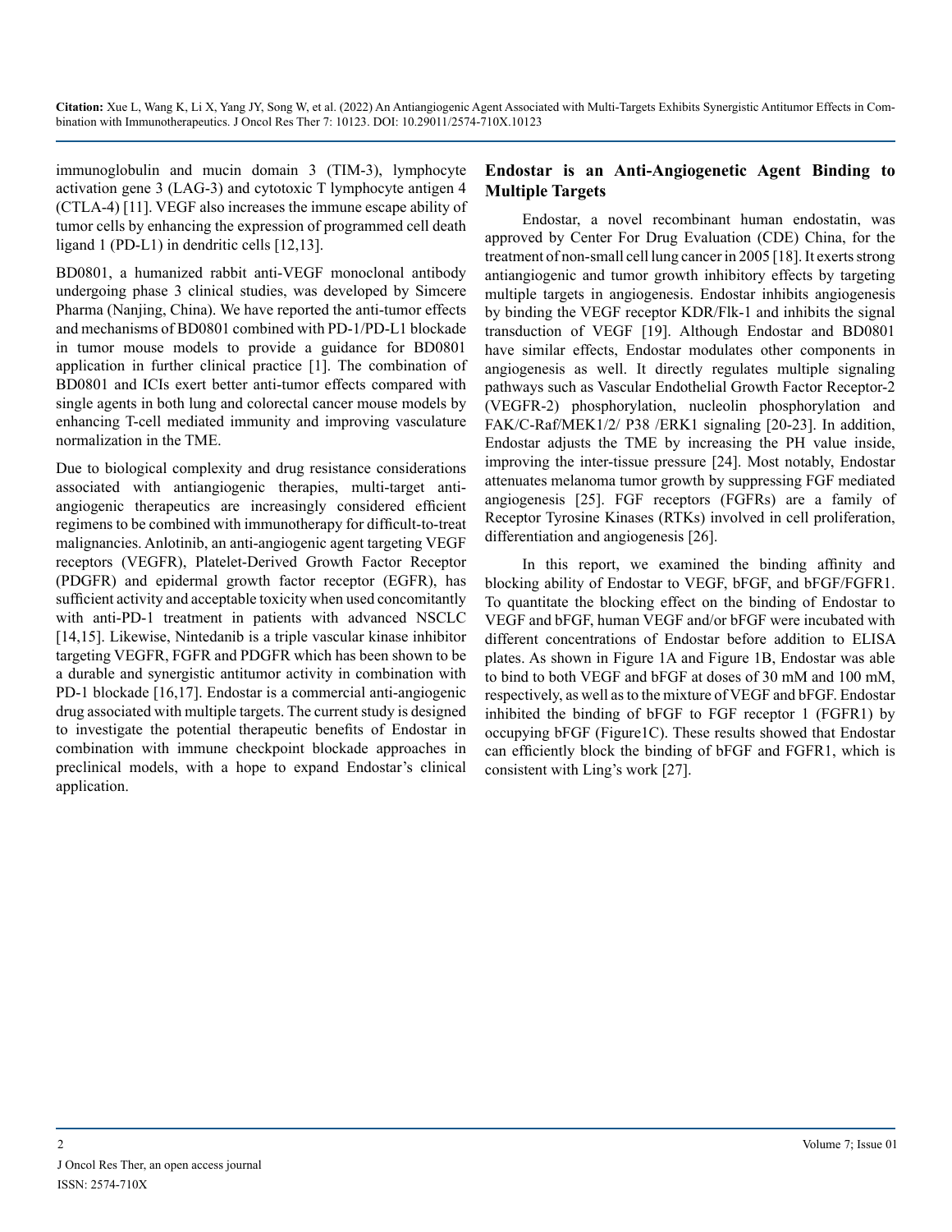immunoglobulin and mucin domain 3 (TIM-3), lymphocyte activation gene 3 (LAG-3) and cytotoxic T lymphocyte antigen 4 (CTLA-4) [11]. VEGF also increases the immune escape ability of tumor cells by enhancing the expression of programmed cell death ligand 1 (PD-L1) in dendritic cells [12,13].

BD0801, a humanized rabbit anti-VEGF monoclonal antibody undergoing phase 3 clinical studies, was developed by Simcere Pharma (Nanjing, China). We have reported the anti-tumor effects and mechanisms of BD0801 combined with PD-1/PD-L1 blockade in tumor mouse models to provide a guidance for BD0801 application in further clinical practice [1]. The combination of BD0801 and ICIs exert better anti-tumor effects compared with single agents in both lung and colorectal cancer mouse models by enhancing T-cell mediated immunity and improving vasculature normalization in the TME.

Due to biological complexity and drug resistance considerations associated with antiangiogenic therapies, multi-target anti-angiogenic therapeutics are increasingly considered efficient regimens to be combined with immunotherapy for difficult-to-treat malignancies. Anlotinib, an anti-angiogenic agent targeting VEGF receptors (VEGFR), Platelet-Derived Growth Factor Receptor (PDGFR) and epidermal growth factor receptor (EGFR), has sufficient activity and acceptable toxicity when used concomitantly with anti-PD-1 treatment in patients with advanced NSCLC [14,15]. Likewise, Nintedanib is a triple vascular kinase inhibitor targeting VEGFR, FGFR and PDGFR which has been shown to be a durable and synergistic antitumor activity in combination with PD-1 blockade [16,17]. Endostar is a commercial anti-angiogenic drug associated with multiple targets. The current study is designed to investigate the potential therapeutic benefits of Endostar in combination with immune checkpoint blockade approaches in preclinical models, with a hope to expand Endostar's clinical application.

## Endostar is an Anti-Angiogenetic Agent Binding to Multiple Targets

Endostar, a novel recombinant human endostatin, was approved by Center For Drug Evaluation (CDE) China, for the treatment of non-small cell lung cancer in 2005 [18]. It exerts strong antiangiogenic and tumor growth inhibitory effects by targeting multiple targets in angiogenesis. Endostar inhibits angiogenesis by binding the VEGF receptor KDR/Flk-1 and inhibits the signal transduction of VEGF [19]. Although Endostar and BD0801 have similar effects, Endostar modulates other components in angiogenesis as well. It directly regulates multiple signaling pathways such as Vascular Endothelial Growth Factor Receptor-2 (VEGFR-2) phosphorylation, nucleolin phosphorylation and FAK/C-Raf/MEK1/2/ P38 /ERK1 signaling [20-23]. In addition, Endostar adjusts the TME by increasing the PH value inside, improving the inter-tissue pressure [24]. Most notably, Endostar attenuates melanoma tumor growth by suppressing FGF mediated angiogenesis [25]. FGF receptors (FGFRs) are a family of Receptor Tyrosine Kinases (RTKs) involved in cell proliferation, differentiation and angiogenesis [26].

In this report, we examined the binding affinity and blocking ability of Endostar to VEGF, bFGF, and bFGF/FGFR1. To quantitate the blocking effect on the binding of Endostar to VEGF and bFGF, human VEGF and/or bFGF were incubated with different concentrations of Endostar before addition to ELISA plates. As shown in Figure 1A and Figure 1B, Endostar was able to bind to both VEGF and bFGF at doses of 30 mM and 100 mM, respectively, as well as to the mixture of VEGF and bFGF. Endostar inhibited the binding of bFGF to FGF receptor 1 (FGFR1) by occupying bFGF (Figure1C). These results showed that Endostar can efficiently block the binding of bFGF and FGFR1, which is consistent with Ling's work [27].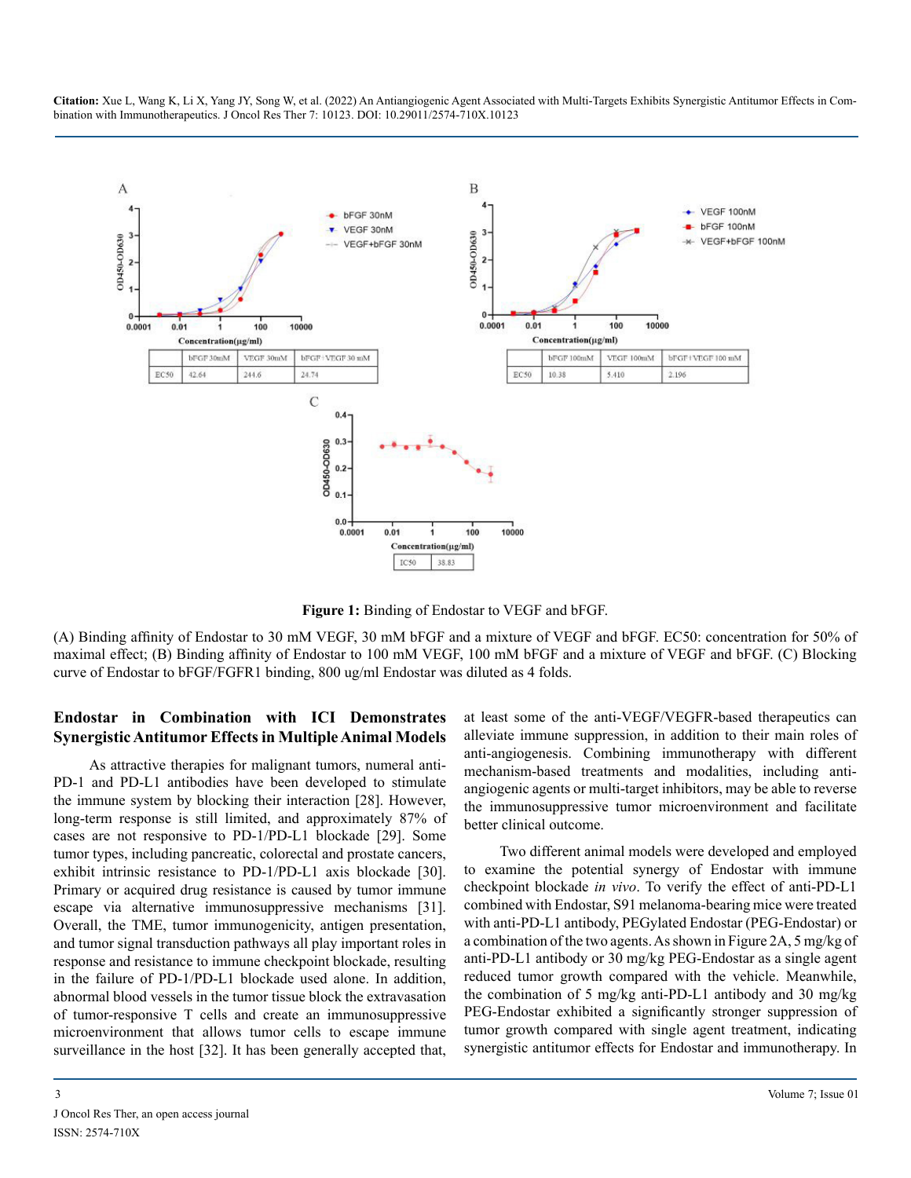| | bFGF 30mM | VEGF 30mM | bFGF+VEGF 30 mM |
|---|---|---|---|
| EC50 | 42.64 | 244.6 | 24.74 |

| | bFGF 100mM | VEGF 100mM | bFGF+VEGF 100 mM |
|---|---|---|---|
| EC50 | 10.38 | 5.410 | 2.196 |

| IC50 | 38.83 |
|---|---|

**Figure 1:** Binding of Endostar to VEGF and bFGF.

(A) Binding affinity of Endostar to 30 mM VEGF, 30 mM bFGF and a mixture of VEGF and bFGF. EC50: concentration for 50% of maximal effect; (B) Binding affinity of Endostar to 100 mM VEGF, 100 mM bFGF and a mixture of VEGF and bFGF. (C) Blocking curve of Endostar to bFGF/FGFR1 binding, 800 ug/ml Endostar was diluted as 4 folds.

## Endostar in Combination with ICI Demonstrates Synergistic Antitumor Effects in Multiple Animal Models

As attractive therapies for malignant tumors, numeral anti-PD-1 and PD-L1 antibodies have been developed to stimulate the immune system by blocking their interaction [28]. However, long-term response is still limited, and approximately 87% of cases are not responsive to PD-1/PD-L1 blockade [29]. Some tumor types, including pancreatic, colorectal and prostate cancers, exhibit intrinsic resistance to PD-1/PD-L1 axis blockade [30]. Primary or acquired drug resistance is caused by tumor immune escape via alternative immunosuppressive mechanisms [31]. Overall, the TME, tumor immunogenicity, antigen presentation, and tumor signal transduction pathways all play important roles in response and resistance to immune checkpoint blockade, resulting in the failure of PD-1/PD-L1 blockade used alone. In addition, abnormal blood vessels in the tumor tissue block the extravasation of tumor-responsive T cells and create an immunosuppressive microenvironment that allows tumor cells to escape immune surveillance in the host [32]. It has been generally accepted that, at least some of the anti-VEGF/VEGFR-based therapeutics can alleviate immune suppression, in addition to their main roles of anti-angiogenesis. Combining immunotherapy with different mechanism-based treatments and modalities, including anti-angiogenic agents or multi-target inhibitors, may be able to reverse the immunosuppressive tumor microenvironment and facilitate better clinical outcome.

Two different animal models were developed and employed to examine the potential synergy of Endostar with immune checkpoint blockade *in vivo*. To verify the effect of anti-PD-L1 combined with Endostar, S91 melanoma-bearing mice were treated with anti-PD-L1 antibody, PEGylated Endostar (PEG-Endostar) or a combination of the two agents. As shown in Figure 2A, 5 mg/kg of anti-PD-L1 antibody or 30 mg/kg PEG-Endostar as a single agent reduced tumor growth compared with the vehicle. Meanwhile, the combination of 5 mg/kg anti-PD-L1 antibody and 30 mg/kg PEG-Endostar exhibited a significantly stronger suppression of tumor growth compared with single agent treatment, indicating synergistic antitumor effects for Endostar and immunotherapy. In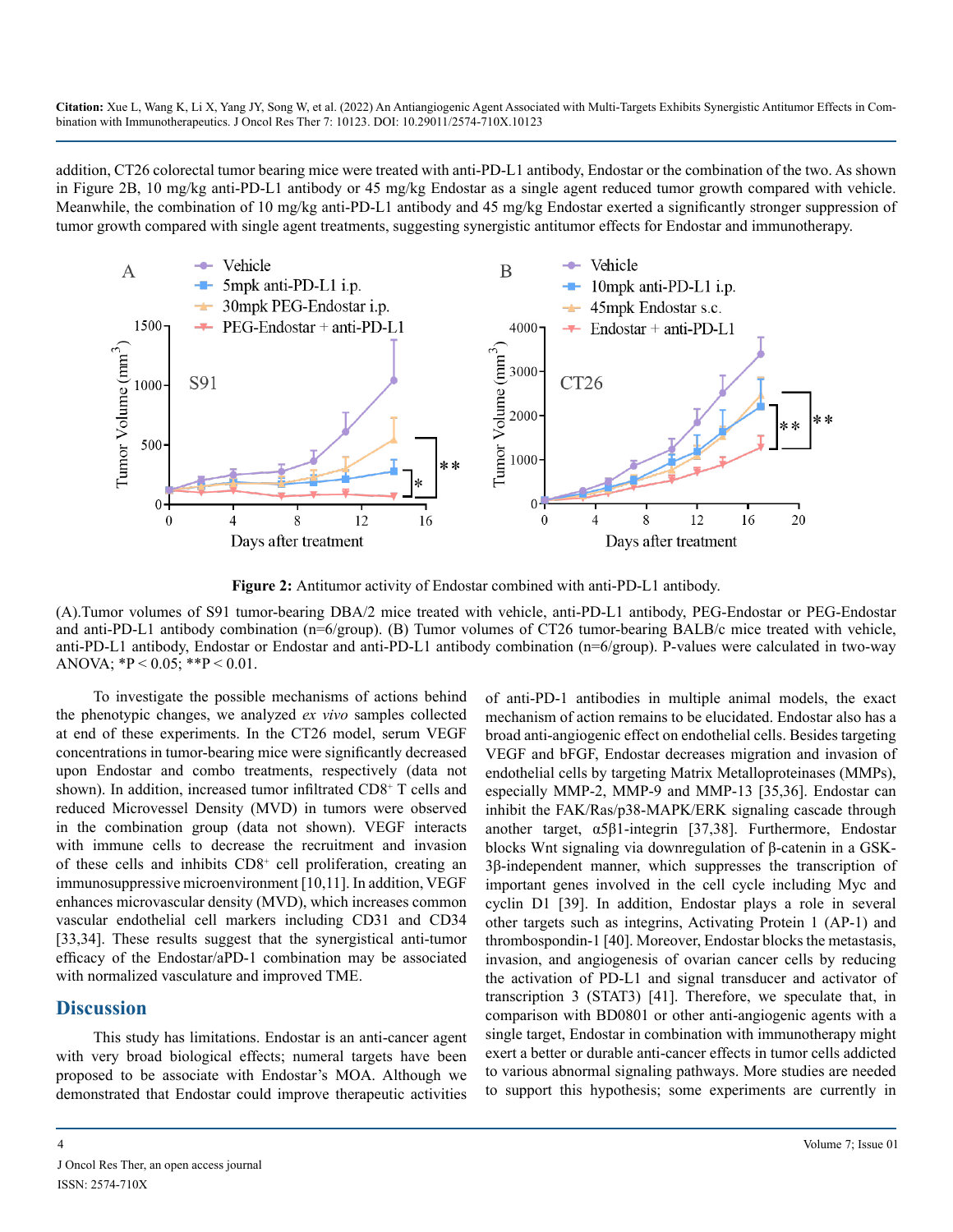addition, CT26 colorectal tumor bearing mice were treated with anti-PD-L1 antibody, Endostar or the combination of the two. As shown in Figure 2B, 10 mg/kg anti-PD-L1 antibody or 45 mg/kg Endostar as a single agent reduced tumor growth compared with vehicle. Meanwhile, the combination of 10 mg/kg anti-PD-L1 antibody and 45 mg/kg Endostar exerted a significantly stronger suppression of tumor growth compared with single agent treatments, suggesting synergistic antitumor effects for Endostar and immunotherapy.

**Figure 2:** Antitumor activity of Endostar combined with anti-PD-L1 antibody.

(A).Tumor volumes of S91 tumor-bearing DBA/2 mice treated with vehicle, anti-PD-L1 antibody, PEG-Endostar or PEG-Endostar and anti-PD-L1 antibody combination (n=6/group). (B) Tumor volumes of CT26 tumor-bearing BALB/c mice treated with vehicle, anti-PD-L1 antibody, Endostar or Endostar and anti-PD-L1 antibody combination (n=6/group). P-values were calculated in two-way ANOVA; *P < 0.05; **P < 0.01.

To investigate the possible mechanisms of actions behind the phenotypic changes, we analyzed *ex vivo* samples collected at end of these experiments. In the CT26 model, serum VEGF concentrations in tumor-bearing mice were significantly decreased upon Endostar and combo treatments, respectively (data not shown). In addition, increased tumor infiltrated $CD8^+$ T cells and reduced Microvessel Density (MVD) in tumors were observed in the combination group (data not shown). VEGF interacts with immune cells to decrease the recruitment and invasion of these cells and inhibits $CD8^+$ cell proliferation, creating an immunosuppressive microenvironment [10,11]. In addition, VEGF enhances microvascular density (MVD), which increases common vascular endothelial cell markers including CD31 and CD34 [33,34]. These results suggest that the synergistical anti-tumor efficacy of the Endostar/aPD-1 combination may be associated with normalized vasculature and improved TME.

## Discussion

This study has limitations. Endostar is an anti-cancer agent with very broad biological effects; numeral targets have been proposed to be associate with Endostar's MOA. Although we demonstrated that Endostar could improve therapeutic activities of anti-PD-1 antibodies in multiple animal models, the exact mechanism of action remains to be elucidated. Endostar also has a broad anti-angiogenic effect on endothelial cells. Besides targeting VEGF and bFGF, Endostar decreases migration and invasion of endothelial cells by targeting Matrix Metalloproteinases (MMPs), especially MMP-2, MMP-9 and MMP-13 [35,36]. Endostar can inhibit the FAK/Ras/p38-MAPK/ERK signaling cascade through another target, α5β1-integrin [37,38]. Furthermore, Endostar blocks Wnt signaling via downregulation of β-catenin in a GSK-3β-independent manner, which suppresses the transcription of important genes involved in the cell cycle including Myc and cyclin D1 [39]. In addition, Endostar plays a role in several other targets such as integrins, Activating Protein 1 (AP-1) and thrombospondin-1 [40]. Moreover, Endostar blocks the metastasis, invasion, and angiogenesis of ovarian cancer cells by reducing the activation of PD-L1 and signal transducer and activator of transcription 3 (STAT3) [41]. Therefore, we speculate that, in comparison with BD0801 or other anti-angiogenic agents with a single target, Endostar in combination with immunotherapy might exert a better or durable anti-cancer effects in tumor cells addicted to various abnormal signaling pathways. More studies are needed to support this hypothesis; some experiments are currently in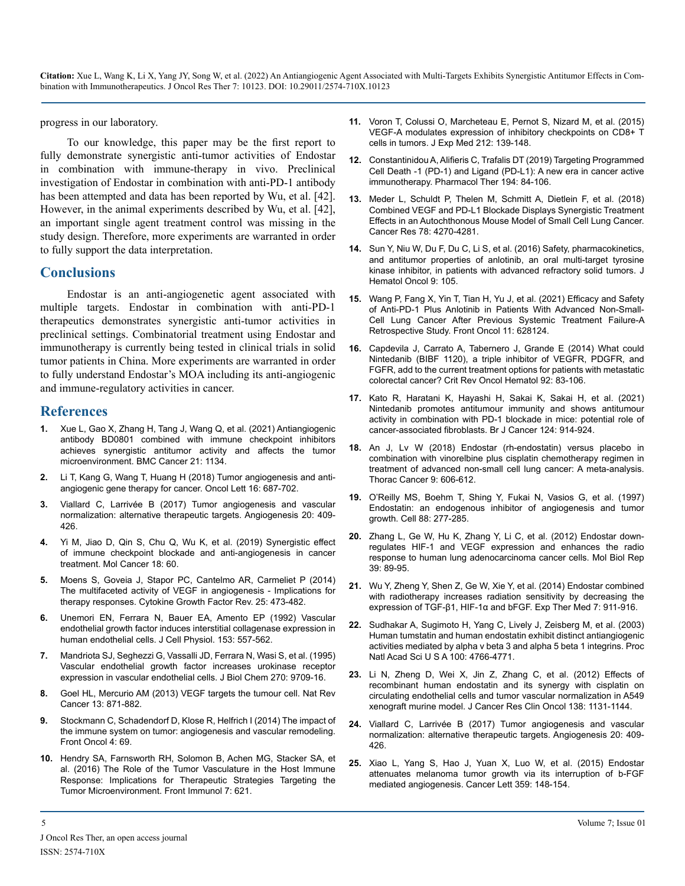progress in our laboratory.

To our knowledge, this paper may be the first report to fully demonstrate synergistic anti-tumor activities of Endostar in combination with immune-therapy in vivo. Preclinical investigation of Endostar in combination with anti-PD-1 antibody has been attempted and data has been reported by Wu, et al. [42]. However, in the animal experiments described by Wu, et al. [42], an important single agent treatment control was missing in the study design. Therefore, more experiments are warranted in order to fully support the data interpretation.

## Conclusions

Endostar is an anti-angiogenetic agent associated with multiple targets. Endostar in combination with anti-PD-1 therapeutics demonstrates synergistic anti-tumor activities in preclinical settings. Combinatorial treatment using Endostar and immunotherapy is currently being tested in clinical trials in solid tumor patients in China. More experiments are warranted in order to fully understand Endostar's MOA including its anti-angiogenic and immune-regulatory activities in cancer.

## References

1. Xue L, Gao X, Zhang H, Tang J, Wang Q, et al. (2021) Antiangiogenic antibody BD0801 combined with immune checkpoint inhibitors achieves synergistic antitumor activity and affects the tumor microenvironment. BMC Cancer 21: 1134.
2. Li T, Kang G, Wang T, Huang H (2018) Tumor angiogenesis and anti-angiogenic gene therapy for cancer. Oncol Lett 16: 687-702.
3. Viallard C, Larrivée B (2017) Tumor angiogenesis and vascular normalization: alternative therapeutic targets. Angiogenesis 20: 409-426.
4. Yi M, Jiao D, Qin S, Chu Q, Wu K, et al. (2019) Synergistic effect of immune checkpoint blockade and anti-angiogenesis in cancer treatment. Mol Cancer 18: 60.
5. Moens S, Goveia J, Stapor PC, Cantelmo AR, Carmeliet P (2014) The multifaceted activity of VEGF in angiogenesis - Implications for therapy responses. Cytokine Growth Factor Rev. 25: 473-482.
6. Unemori EN, Ferrara N, Bauer EA, Amento EP (1992) Vascular endothelial growth factor induces interstitial collagenase expression in human endothelial cells. J Cell Physiol. 153: 557-562.
7. Mandriota SJ, Seghezzi G, Vassalli JD, Ferrara N, Wasi S, et al. (1995) Vascular endothelial growth factor increases urokinase receptor expression in vascular endothelial cells. J Biol Chem 270: 9709-16.
8. Goel HL, Mercurio AM (2013) VEGF targets the tumour cell. Nat Rev Cancer 13: 871-882.
9. Stockmann C, Schadendorf D, Klose R, Helfrich I (2014) The impact of the immune system on tumor: angiogenesis and vascular remodeling. Front Oncol 4: 69.
10. Hendry SA, Farnsworth RH, Solomon B, Achen MG, Stacker SA, et al. (2016) The Role of the Tumor Vasculature in the Host Immune Response: Implications for Therapeutic Strategies Targeting the Tumor Microenvironment. Front Immunol 7: 621.
11. Voron T, Colussi O, Marcheteau E, Pernot S, Nizard M, et al. (2015) VEGF-A modulates expression of inhibitory checkpoints on CD8+ T cells in tumors. J Exp Med 212: 139-148.
12. Constantinidou A, Alifieris C, Trafalis DT (2019) Targeting Programmed Cell Death -1 (PD-1) and Ligand (PD-L1): A new era in cancer active immunotherapy. Pharmacol Ther 194: 84-106.
13. Meder L, Schuldt P, Thelen M, Schmitt A, Dietlein F, et al. (2018) Combined VEGF and PD-L1 Blockade Displays Synergistic Treatment Effects in an Autochthonous Mouse Model of Small Cell Lung Cancer. Cancer Res 78: 4270-4281.
14. Sun Y, Niu W, Du F, Du C, Li S, et al. (2016) Safety, pharmacokinetics, and antitumor properties of anlotinib, an oral multi-target tyrosine kinase inhibitor, in patients with advanced refractory solid tumors. J Hematol Oncol 9: 105.
15. Wang P, Fang X, Yin T, Tian H, Yu J, et al. (2021) Efficacy and Safety of Anti-PD-1 Plus Anlotinib in Patients With Advanced Non-Small-Cell Lung Cancer After Previous Systemic Treatment Failure-A Retrospective Study. Front Oncol 11: 628124.
16. Capdevila J, Carrato A, Tabernero J, Grande E (2014) What could Nintedanib (BIBF 1120), a triple inhibitor of VEGFR, PDGFR, and FGFR, add to the current treatment options for patients with metastatic colorectal cancer? Crit Rev Oncol Hematol 92: 83-106.
17. Kato R, Haratani K, Hayashi H, Sakai K, Sakai H, et al. (2021) Nintedanib promotes antitumour immunity and shows antitumour activity in combination with PD-1 blockade in mice: potential role of cancer-associated fibroblasts. Br J Cancer 124: 914-924.
18. An J, Lv W (2018) Endostar (rh-endostatin) versus placebo in combination with vinorelbine plus cisplatin chemotherapy regimen in treatment of advanced non-small cell lung cancer: A meta-analysis. Thorac Cancer 9: 606-612.
19. O'Reilly MS, Boehm T, Shing Y, Fukai N, Vasios G, et al. (1997) Endostatin: an endogenous inhibitor of angiogenesis and tumor growth. Cell 88: 277-285.
20. Zhang L, Ge W, Hu K, Zhang Y, Li C, et al. (2012) Endostar down-regulates HIF-1 and VEGF expression and enhances the radio response to human lung adenocarcinoma cancer cells. Mol Biol Rep 39: 89-95.
21. Wu Y, Zheng Y, Shen Z, Ge W, Xie Y, et al. (2014) Endostar combined with radiotherapy increases radiation sensitivity by decreasing the expression of TGF-β1, HIF-1α and bFGF. Exp Ther Med 7: 911-916.
22. Sudhakar A, Sugimoto H, Yang C, Lively J, Zeisberg M, et al. (2003) Human tumstatin and human endostatin exhibit distinct antiangiogenic activities mediated by alpha v beta 3 and alpha 5 beta 1 integrins. Proc Natl Acad Sci U S A 100: 4766-4771.
23. Li N, Zheng D, Wei X, Jin Z, Zhang C, et al. (2012) Effects of recombinant human endostatin and its synergy with cisplatin on circulating endothelial cells and tumor vascular normalization in A549 xenograft murine model. J Cancer Res Clin Oncol 138: 1131-1144.
24. Viallard C, Larrivée B (2017) Tumor angiogenesis and vascular normalization: alternative therapeutic targets. Angiogenesis 20: 409-426.
25. Xiao L, Yang S, Hao J, Yuan X, Luo W, et al. (2015) Endostar attenuates melanoma tumor growth via its interruption of b-FGF mediated angiogenesis. Cancer Lett 359: 148-154.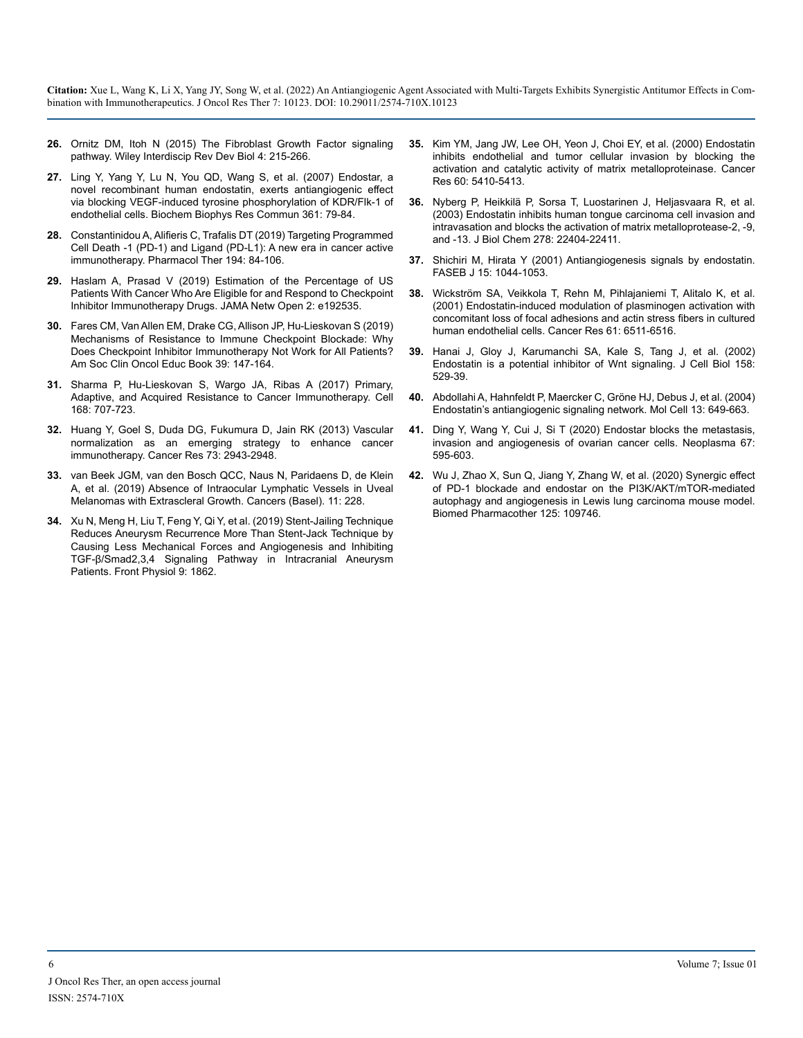26. Ornitz DM, Itoh N (2015) The Fibroblast Growth Factor signaling pathway. Wiley Interdiscip Rev Dev Biol 4: 215-266.

27. Ling Y, Yang Y, Lu N, You QD, Wang S, et al. (2007) Endostar, a novel recombinant human endostatin, exerts antiangiogenic effect via blocking VEGF-induced tyrosine phosphorylation of KDR/Flk-1 of endothelial cells. Biochem Biophys Res Commun 361: 79-84.

28. Constantinidou A, Alifieris C, Trafalis DT (2019) Targeting Programmed Cell Death -1 (PD-1) and Ligand (PD-L1): A new era in cancer active immunotherapy. Pharmacol Ther 194: 84-106.

29. Haslam A, Prasad V (2019) Estimation of the Percentage of US Patients With Cancer Who Are Eligible for and Respond to Checkpoint Inhibitor Immunotherapy Drugs. JAMA Netw Open 2: e192535.

30. Fares CM, Van Allen EM, Drake CG, Allison JP, Hu-Lieskovan S (2019) Mechanisms of Resistance to Immune Checkpoint Blockade: Why Does Checkpoint Inhibitor Immunotherapy Not Work for All Patients? Am Soc Clin Oncol Educ Book 39: 147-164.

31. Sharma P, Hu-Lieskovan S, Wargo JA, Ribas A (2017) Primary, Adaptive, and Acquired Resistance to Cancer Immunotherapy. Cell 168: 707-723.

32. Huang Y, Goel S, Duda DG, Fukumura D, Jain RK (2013) Vascular normalization as an emerging strategy to enhance cancer immunotherapy. Cancer Res 73: 2943-2948.

33. van Beek JGM, van den Bosch QCC, Naus N, Paridaens D, de Klein A, et al. (2019) Absence of Intraocular Lymphatic Vessels in Uveal Melanomas with Extrascleral Growth. Cancers (Basel). 11: 228.

34. Xu N, Meng H, Liu T, Feng Y, Qi Y, et al. (2019) Stent-Jailing Technique Reduces Aneurysm Recurrence More Than Stent-Jack Technique by Causing Less Mechanical Forces and Angiogenesis and Inhibiting TGF-β/Smad2,3,4 Signaling Pathway in Intracranial Aneurysm Patients. Front Physiol 9: 1862.

35. Kim YM, Jang JW, Lee OH, Yeon J, Choi EY, et al. (2000) Endostatin inhibits endothelial and tumor cellular invasion by blocking the activation and catalytic activity of matrix metalloproteinase. Cancer Res 60: 5410-5413.

36. Nyberg P, Heikkilä P, Sorsa T, Luostarinen J, Heljasvaara R, et al. (2003) Endostatin inhibits human tongue carcinoma cell invasion and intravasation and blocks the activation of matrix metalloprotease-2, -9, and -13. J Biol Chem 278: 22404-22411.

37. Shichiri M, Hirata Y (2001) Antiangiogenesis signals by endostatin. FASEB J 15: 1044-1053.

38. Wickström SA, Veikkola T, Rehn M, Pihlajaniemi T, Alitalo K, et al. (2001) Endostatin-induced modulation of plasminogen activation with concomitant loss of focal adhesions and actin stress fibers in cultured human endothelial cells. Cancer Res 61: 6511-6516.

39. Hanai J, Gloy J, Karumanchi SA, Kale S, Tang J, et al. (2002) Endostatin is a potential inhibitor of Wnt signaling. J Cell Biol 158: 529-39.

40. Abdollahi A, Hahnfeldt P, Maercker C, Gröne HJ, Debus J, et al. (2004) Endostatin's antiangiogenic signaling network. Mol Cell 13: 649-663.

41. Ding Y, Wang Y, Cui J, Si T (2020) Endostar blocks the metastasis, invasion and angiogenesis of ovarian cancer cells. Neoplasma 67: 595-603.

42. Wu J, Zhao X, Sun Q, Jiang Y, Zhang W, et al. (2020) Synergic effect of PD-1 blockade and endostar on the PI3K/AKT/mTOR-mediated autophagy and angiogenesis in Lewis lung carcinoma mouse model. Biomed Pharmacother 125: 109746.